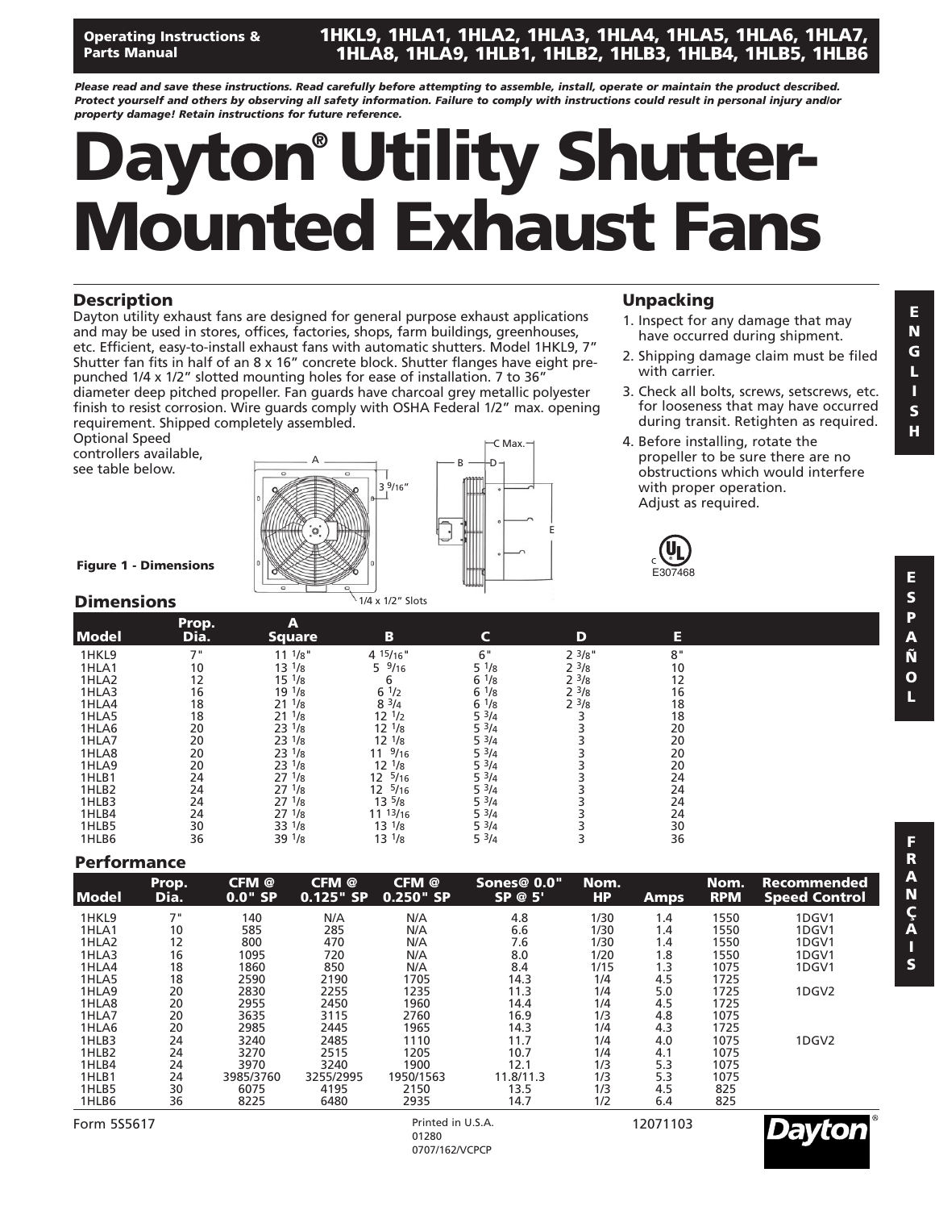Operating Instructions & Parts Manual

1HKL9, 1HLA1, 1HLA2, 1HLA3, 1HLA4, 1HLA5, 1HLA6, 1HLA7, 1HLA8, 1HLA9, 1HLB1, 1HLB2, 1HLB3, 1HLB4, 1HLB5, 1HLB6

***Please read and save these instructions. Read carefully before attempting to assemble, install, operate or maintain the product described. Protect yourself and others by observing all safety information. Failure to comply with instructions could result in personal injury and/or property damage! Retain instructions for future reference.***

# Dayton® Utility Shutter-Mounted Exhaust Fans

## Description

Dayton utility exhaust fans are designed for general purpose exhaust applications and may be used in stores, offices, factories, shops, farm buildings, greenhouses, etc. Efficient, easy-to-install exhaust fans with automatic shutters. Model 1HKL9, 7" Shutter fan fits in half of an 8 x 16" concrete block. Shutter flanges have eight pre-punched 1/4 x 1/2" slotted mounting holes for ease of installation. 7 to 36" diameter deep pitched propeller. Fan guards have charcoal grey metallic polyester finish to resist corrosion. Wire guards comply with OSHA Federal 1/2" max. opening requirement. Shipped completely assembled.

Optional Speed controllers available, see table below.

A

3 9/16"

C Max.

B

D

E

1/4 x 1/2" Slots

**Figure 1 - Dimensions**

## Unpacking

1. Inspect for any damage that may have occurred during shipment.
2. Shipping damage claim must be filed with carrier.
3. Check all bolts, screws, setscrews, etc. for looseness that may have occurred during transit. Retighten as required.
4. Before installing, rotate the propeller to be sure there are no obstructions which would interfere with proper operation. Adjust as required.

c UL E307468

## Dimensions

| Model | Prop. Dia. | A Square | B | C | D | E |
|---|---|---|---|---|---|---|
| 1HKL9 | 7" | 11 1/8" | 4 15/16" | 6" | 2 3/8" | 8" |
| 1HLA1 | 10 | 13 1/8 | 5 9/16 | 5 1/8 | 2 3/8 | 10 |
| 1HLA2 | 12 | 15 1/8 | 6 | 6 1/8 | 2 3/8 | 12 |
| 1HLA3 | 16 | 19 1/8 | 6 1/2 | 6 1/8 | 2 3/8 | 16 |
| 1HLA4 | 18 | 21 1/8 | 8 3/4 | 6 1/8 | 2 3/8 | 18 |
| 1HLA5 | 18 | 21 1/8 | 12 1/2 | 5 3/4 | 3 | 18 |
| 1HLA6 | 20 | 23 1/8 | 12 1/8 | 5 3/4 | 3 | 20 |
| 1HLA7 | 20 | 23 1/8 | 12 1/8 | 5 3/4 | 3 | 20 |
| 1HLA8 | 20 | 23 1/8 | 11 9/16 | 5 3/4 | 3 | 20 |
| 1HLA9 | 20 | 23 1/8 | 12 1/8 | 5 3/4 | 3 | 20 |
| 1HLB1 | 24 | 27 1/8 | 12 5/16 | 5 3/4 | 3 | 24 |
| 1HLB2 | 24 | 27 1/8 | 12 5/16 | 5 3/4 | 3 | 24 |
| 1HLB3 | 24 | 27 1/8 | 13 5/8 | 5 3/4 | 3 | 24 |
| 1HLB4 | 24 | 27 1/8 | 11 13/16 | 5 3/4 | 3 | 24 |
| 1HLB5 | 30 | 33 1/8 | 13 1/8 | 5 3/4 | 3 | 30 |
| 1HLB6 | 36 | 39 1/8 | 13 1/8 | 5 3/4 | 3 | 36 |

## Performance

| Model | Prop. Dia. | CFM @ 0.0" SP | CFM @ 0.125" SP | CFM @ 0.250" SP | Sones@ 0.0" SP @ 5' | Nom. HP | Amps | Nom. RPM | Recommended Speed Control |
|---|---|---|---|---|---|---|---|---|---|
| 1HKL9 | 7" | 140 | N/A | N/A | 4.8 | 1/30 | 1.4 | 1550 | 1DGV1 |
| 1HLA1 | 10 | 585 | 285 | N/A | 6.6 | 1/30 | 1.4 | 1550 | 1DGV1 |
| 1HLA2 | 12 | 800 | 470 | N/A | 7.6 | 1/30 | 1.4 | 1550 | 1DGV1 |
| 1HLA3 | 16 | 1095 | 720 | N/A | 8.0 | 1/20 | 1.8 | 1550 | 1DGV1 |
| 1HLA4 | 18 | 1860 | 850 | N/A | 8.4 | 1/15 | 1.3 | 1075 | 1DGV1 |
| 1HLA5 | 18 | 2590 | 2190 | 1705 | 14.3 | 1/4 | 4.5 | 1725 | |
| 1HLA9 | 20 | 2830 | 2255 | 1235 | 11.3 | 1/4 | 5.0 | 1725 | 1DGV2 |
| 1HLA8 | 20 | 2955 | 2450 | 1960 | 14.4 | 1/4 | 4.5 | 1725 | |
| 1HLA7 | 20 | 3635 | 3115 | 2760 | 16.9 | 1/3 | 4.8 | 1075 | |
| 1HLA6 | 20 | 2985 | 2445 | 1965 | 14.3 | 1/4 | 4.3 | 1725 | |
| 1HLB3 | 24 | 3240 | 2485 | 1110 | 11.7 | 1/4 | 4.0 | 1075 | 1DGV2 |
| 1HLB2 | 24 | 3270 | 2515 | 1205 | 10.7 | 1/4 | 4.1 | 1075 | |
| 1HLB4 | 24 | 3970 | 3240 | 1900 | 12.1 | 1/3 | 5.3 | 1075 | |
| 1HLB1 | 24 | 3985/3760 | 3255/2995 | 1950/1563 | 11.8/11.3 | 1/3 | 5.3 | 1075 | |
| 1HLB5 | 30 | 6075 | 4195 | 2150 | 13.5 | 1/3 | 4.5 | 825 | |
| 1HLB6 | 36 | 8225 | 6480 | 2935 | 14.7 | 1/2 | 6.4 | 825 | |

Form 5S5617

Printed in U.S.A.
01280
0707/162/VCPCP

12071103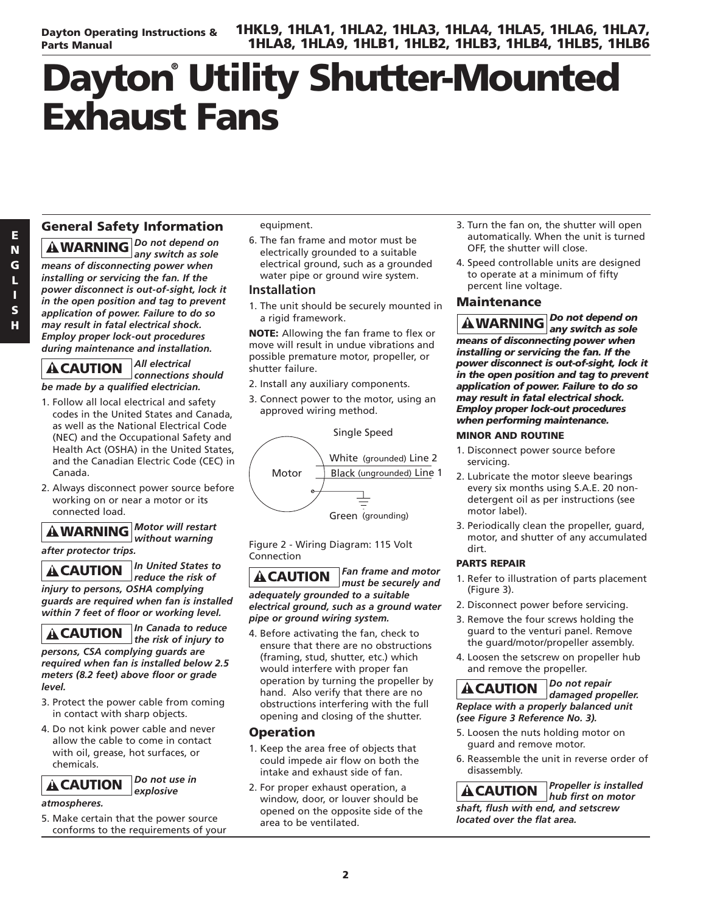# Dayton® Utility Shutter-Mounted Exhaust Fans

## General Safety Information

**⚠WARNING** ***Do not depend on any switch as sole means of disconnecting power when installing or servicing the fan. If the power disconnect is out-of-sight, lock it in the open position and tag to prevent application of power. Failure to do so may result in fatal electrical shock. Employ proper lock-out procedures during maintenance and installation.***

**⚠CAUTION** ***All electrical connections should be made by a qualified electrician.***

1. Follow all local electrical and safety codes in the United States and Canada, as well as the National Electrical Code (NEC) and the Occupational Safety and Health Act (OSHA) in the United States, and the Canadian Electric Code (CEC) in Canada.
2. Always disconnect power source before working on or near a motor or its connected load.

**⚠WARNING** ***Motor will restart without warning after protector trips.***

**⚠CAUTION** ***In United States to reduce the risk of injury to persons, OSHA complying guards are required when fan is installed within 7 feet of floor or working level.***

**⚠CAUTION** ***In Canada to reduce the risk of injury to persons, CSA complying guards are required when fan is installed below 2.5 meters (8.2 feet) above floor or grade level.***

3. Protect the power cable from coming in contact with sharp objects.
4. Do not kink power cable and never allow the cable to come in contact with oil, grease, hot surfaces, or chemicals.

**⚠CAUTION** ***Do not use in explosive atmospheres.***

5. Make certain that the power source conforms to the requirements of your equipment.
6. The fan frame and motor must be electrically grounded to a suitable electrical ground, such as a grounded water pipe or ground wire system.

### Installation

1. The unit should be securely mounted in a rigid framework.

**NOTE:** Allowing the fan frame to flex or move will result in undue vibrations and possible premature motor, propeller, or shutter failure.

2. Install any auxiliary components.
3. Connect power to the motor, using an approved wiring method.

Single Speed

Motor

White (grounded) Line 2

Black (ungrounded) Line 1

Green (grounding)

Figure 2 - Wiring Diagram: 115 Volt Connection

**⚠CAUTION** ***Fan frame and motor must be securely and adequately grounded to a suitable electrical ground, such as a ground water pipe or ground wiring system.***

4. Before activating the fan, check to ensure that there are no obstructions (framing, stud, shutter, etc.) which would interfere with proper fan operation by turning the propeller by hand. Also verify that there are no obstructions interfering with the full opening and closing of the shutter.

## Operation

1. Keep the area free of objects that could impede air flow on both the intake and exhaust side of fan.
2. For proper exhaust operation, a window, door, or louver should be opened on the opposite side of the area to be ventilated.
3. Turn the fan on, the shutter will open automatically. When the unit is turned OFF, the shutter will close.
4. Speed controllable units are designed to operate at a minimum of fifty percent line voltage.

## Maintenance

**⚠WARNING** ***Do not depend on any switch as sole means of disconnecting power when installing or servicing the fan. If the power disconnect is out-of-sight, lock it in the open position and tag to prevent application of power. Failure to do so may result in fatal electrical shock. Employ proper lock-out procedures when performing maintenance.***

#### MINOR AND ROUTINE

1. Disconnect power source before servicing.
2. Lubricate the motor sleeve bearings every six months using S.A.E. 20 non-detergent oil as per instructions (see motor label).
3. Periodically clean the propeller, guard, motor, and shutter of any accumulated dirt.

#### PARTS REPAIR

1. Refer to illustration of parts placement (Figure 3).
2. Disconnect power before servicing.
3. Remove the four screws holding the guard to the venturi panel. Remove the guard/motor/propeller assembly.
4. Loosen the setscrew on propeller hub and remove the propeller.

**⚠CAUTION** ***Do not repair damaged propeller. Replace with a properly balanced unit (see Figure 3 Reference No. 3).***

5. Loosen the nuts holding motor on guard and remove motor.
6. Reassemble the unit in reverse order of disassembly.

**⚠CAUTION** ***Propeller is installed hub first on motor shaft, flush with end, and setscrew located over the flat area.***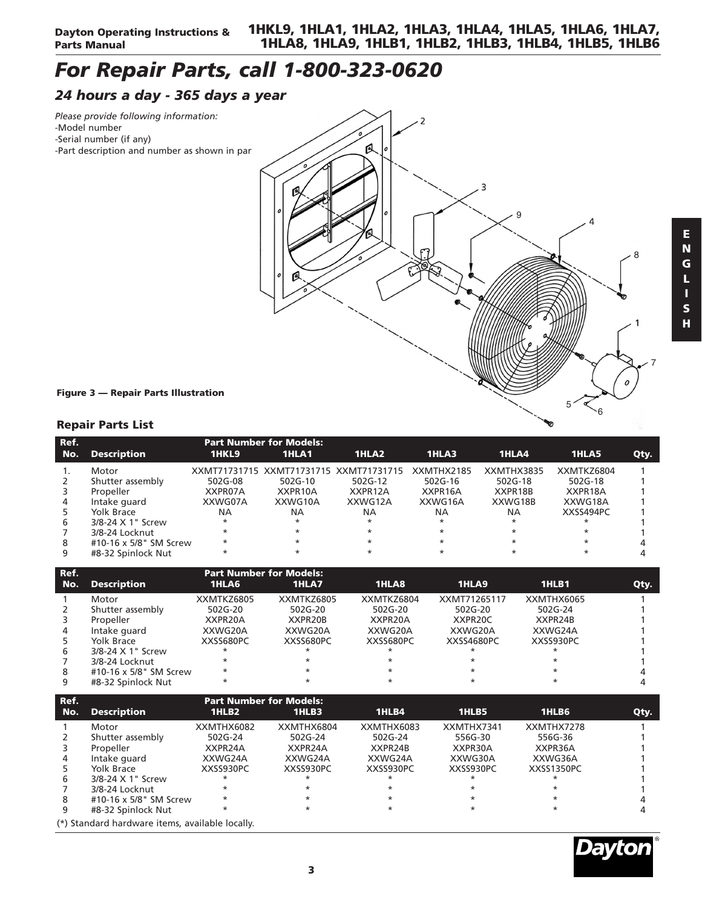# For Repair Parts, call 1-800-323-0620

## 24 hours a day - 365 days a year

*Please provide following information:*
-Model number
-Serial number (if any)
-Part description and number as shown in par

**Figure 3 — Repair Parts Illustration**

### Repair Parts List

| Ref. No. | Description | Part Number for Models: 1HKL9 | 1HLA1 | 1HLA2 | 1HLA3 | 1HLA4 | 1HLA5 | Qty. |
|---|---|---|---|---|---|---|---|---|
| 1. | Motor | XXMT71731715 | XXMT71731715 | XXMT71731715 | XXMTHX2185 | XXMTHX3835 | XXMTKZ6804 | 1 |
| 2 | Shutter assembly | 502G-08 | 502G-10 | 502G-12 | 502G-16 | 502G-18 | 502G-18 | 1 |
| 3 | Propeller | XXPR07A | XXPR10A | XXPR12A | XXPR16A | XXPR18B | XXPR18A | 1 |
| 4 | Intake guard | XXWG07A | XXWG10A | XXWG12A | XXWG16A | XXWG18B | XXWG18A | 1 |
| 5 | Yolk Brace | NA | NA | NA | NA | NA | XXSS494PC | 1 |
| 6 | 3/8-24 X 1" Screw | * | * | * | * | * | * | 1 |
| 7 | 3/8-24 Locknut | * | * | * | * | * | * | 1 |
| 8 | #10-16 x 5/8" SM Screw | * | * | * | * | * | * | 4 |
| 9 | #8-32 Spinlock Nut | * | * | * | * | * | * | 4 |

| Ref. No. | Description | Part Number for Models: 1HLA6 | 1HLA7 | 1HLA8 | 1HLA9 | 1HLB1 | Qty. |
|---|---|---|---|---|---|---|---|
| 1 | Motor | XXMTKZ6805 | XXMTKZ6805 | XXMTKZ6804 | XXMT71265117 | XXMTHX6065 | 1 |
| 2 | Shutter assembly | 502G-20 | 502G-20 | 502G-20 | 502G-20 | 502G-24 | 1 |
| 3 | Propeller | XXPR20A | XXPR20B | XXPR20A | XXPR20C | XXPR24B | 1 |
| 4 | Intake guard | XXWG20A | XXWG20A | XXWG20A | XXWG20A | XXWG24A | 1 |
| 5 | Yolk Brace | XXSS680PC | XXSS680PC | XXSS680PC | XXSS4680PC | XXSS930PC | 1 |
| 6 | 3/8-24 X 1" Screw | * | * | * | * | * | 1 |
| 7 | 3/8-24 Locknut | * | * | * | * | * | 1 |
| 8 | #10-16 x 5/8" SM Screw | * | * | * | * | * | 4 |
| 9 | #8-32 Spinlock Nut | * | * | * | * | * | 4 |

| Ref. No. | Description | Part Number for Models: 1HLB2 | 1HLB3 | 1HLB4 | 1HLB5 | 1HLB6 | Qty. |
|---|---|---|---|---|---|---|---|
| 1 | Motor | XXMTHX6082 | XXMTHX6804 | XXMTHX6083 | XXMTHX7341 | XXMTHX7278 | 1 |
| 2 | Shutter assembly | 502G-24 | 502G-24 | 502G-24 | 556G-30 | 556G-36 | 1 |
| 3 | Propeller | XXPR24A | XXPR24A | XXPR24B | XXPR30A | XXPR36A | 1 |
| 4 | Intake guard | XXWG24A | XXWG24A | XXWG24A | XXWG30A | XXWG36A | 1 |
| 5 | Yolk Brace | XXSS930PC | XXSS930PC | XXSS930PC | XXSS930PC | XXSS1350PC | 1 |
| 6 | 3/8-24 X 1" Screw | * | * | * | * | * | 1 |
| 7 | 3/8-24 Locknut | * | * | * | * | * | 1 |
| 8 | #10-16 x 5/8" SM Screw | * | * | * | * | * | 4 |
| 9 | #8-32 Spinlock Nut | * | * | * | * | * | 4 |

(*) Standard hardware items, available locally.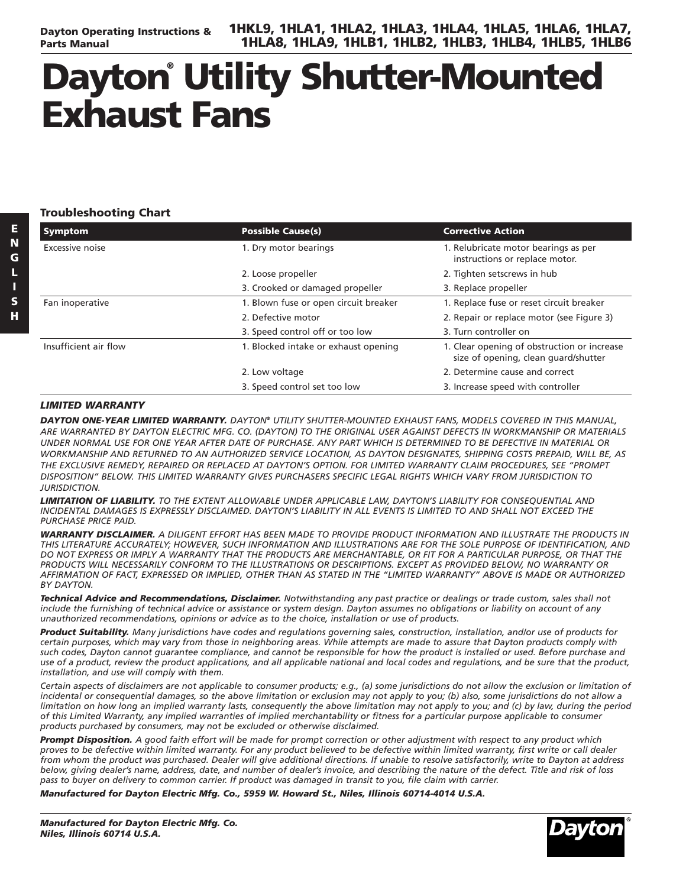# Dayton® Utility Shutter-Mounted Exhaust Fans

### Troubleshooting Chart

| Symptom | Possible Cause(s) | Corrective Action |
|---|---|---|
| Excessive noise | 1. Dry motor bearings | 1. Relubricate motor bearings as per instructions or replace motor. |
| | 2. Loose propeller | 2. Tighten setscrews in hub |
| | 3. Crooked or damaged propeller | 3. Replace propeller |
| Fan inoperative | 1. Blown fuse or open circuit breaker | 1. Replace fuse or reset circuit breaker |
| | 2. Defective motor | 2. Repair or replace motor (see Figure 3) |
| | 3. Speed control off or too low | 3. Turn controller on |
| Insufficient air flow | 1. Blocked intake or exhaust opening | 1. Clear opening of obstruction or increase size of opening, clean guard/shutter |
| | 2. Low voltage | 2. Determine cause and correct |
| | 3. Speed control set too low | 3. Increase speed with controller |

***LIMITED WARRANTY***

***DAYTON ONE-YEAR LIMITED WARRANTY.*** *DAYTON® UTILITY SHUTTER-MOUNTED EXHAUST FANS, MODELS COVERED IN THIS MANUAL, ARE WARRANTED BY DAYTON ELECTRIC MFG. CO. (DAYTON) TO THE ORIGINAL USER AGAINST DEFECTS IN WORKMANSHIP OR MATERIALS UNDER NORMAL USE FOR ONE YEAR AFTER DATE OF PURCHASE. ANY PART WHICH IS DETERMINED TO BE DEFECTIVE IN MATERIAL OR WORKMANSHIP AND RETURNED TO AN AUTHORIZED SERVICE LOCATION, AS DAYTON DESIGNATES, SHIPPING COSTS PREPAID, WILL BE, AS THE EXCLUSIVE REMEDY, REPAIRED OR REPLACED AT DAYTON'S OPTION. FOR LIMITED WARRANTY CLAIM PROCEDURES, SEE "PROMPT DISPOSITION" BELOW. THIS LIMITED WARRANTY GIVES PURCHASERS SPECIFIC LEGAL RIGHTS WHICH VARY FROM JURISDICTION TO JURISDICTION.*

***LIMITATION OF LIABILITY.*** *TO THE EXTENT ALLOWABLE UNDER APPLICABLE LAW, DAYTON'S LIABILITY FOR CONSEQUENTIAL AND INCIDENTAL DAMAGES IS EXPRESSLY DISCLAIMED. DAYTON'S LIABILITY IN ALL EVENTS IS LIMITED TO AND SHALL NOT EXCEED THE PURCHASE PRICE PAID.*

***WARRANTY DISCLAIMER.*** *A DILIGENT EFFORT HAS BEEN MADE TO PROVIDE PRODUCT INFORMATION AND ILLUSTRATE THE PRODUCTS IN THIS LITERATURE ACCURATELY; HOWEVER, SUCH INFORMATION AND ILLUSTRATIONS ARE FOR THE SOLE PURPOSE OF IDENTIFICATION, AND DO NOT EXPRESS OR IMPLY A WARRANTY THAT THE PRODUCTS ARE MERCHANTABLE, OR FIT FOR A PARTICULAR PURPOSE, OR THAT THE PRODUCTS WILL NECESSARILY CONFORM TO THE ILLUSTRATIONS OR DESCRIPTIONS. EXCEPT AS PROVIDED BELOW, NO WARRANTY OR AFFIRMATION OF FACT, EXPRESSED OR IMPLIED, OTHER THAN AS STATED IN THE "LIMITED WARRANTY" ABOVE IS MADE OR AUTHORIZED BY DAYTON.*

***Technical Advice and Recommendations, Disclaimer.*** *Notwithstanding any past practice or dealings or trade custom, sales shall not include the furnishing of technical advice or assistance or system design. Dayton assumes no obligations or liability on account of any unauthorized recommendations, opinions or advice as to the choice, installation or use of products.*

***Product Suitability.*** *Many jurisdictions have codes and regulations governing sales, construction, installation, and/or use of products for certain purposes, which may vary from those in neighboring areas. While attempts are made to assure that Dayton products comply with such codes, Dayton cannot guarantee compliance, and cannot be responsible for how the product is installed or used. Before purchase and use of a product, review the product applications, and all applicable national and local codes and regulations, and be sure that the product, installation, and use will comply with them.*

*Certain aspects of disclaimers are not applicable to consumer products; e.g., (a) some jurisdictions do not allow the exclusion or limitation of incidental or consequential damages, so the above limitation or exclusion may not apply to you; (b) also, some jurisdictions do not allow a limitation on how long an implied warranty lasts, consequently the above limitation may not apply to you; and (c) by law, during the period of this Limited Warranty, any implied warranties of implied merchantability or fitness for a particular purpose applicable to consumer products purchased by consumers, may not be excluded or otherwise disclaimed.*

***Prompt Disposition.*** *A good faith effort will be made for prompt correction or other adjustment with respect to any product which proves to be defective within limited warranty. For any product believed to be defective within limited warranty, first write or call dealer from whom the product was purchased. Dealer will give additional directions. If unable to resolve satisfactorily, write to Dayton at address below, giving dealer's name, address, date, and number of dealer's invoice, and describing the nature of the defect. Title and risk of loss pass to buyer on delivery to common carrier. If product was damaged in transit to you, file claim with carrier.*

***Manufactured for Dayton Electric Mfg. Co., 5959 W. Howard St., Niles, Illinois 60714-4014 U.S.A.***

***Manufactured for Dayton Electric Mfg. Co.***
***Niles, Illinois 60714 U.S.A.***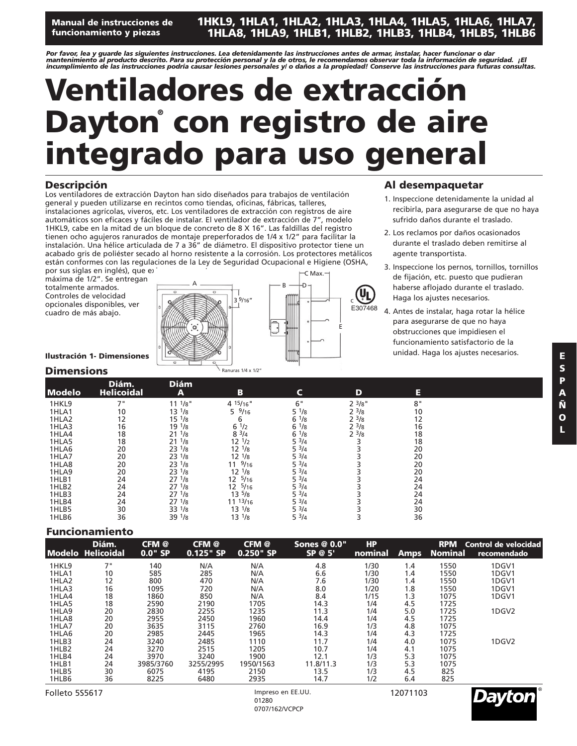Manual de instrucciones de funcionamiento y piezas

**1HKL9, 1HLA1, 1HLA2, 1HLA3, 1HLA4, 1HLA5, 1HLA6, 1HLA7, 1HLA8, 1HLA9, 1HLB1, 1HLB2, 1HLB3, 1HLB4, 1HLB5, 1HLB6**

***Por favor, lea y guarde las siguientes instrucciones. Lea detenidamente las instrucciones antes de armar, instalar, hacer funcionar o dar mantenimiento al producto descrito. Para su protección personal y la de otros, le recomendamos observar toda la información de seguridad. ¡El incumplimiento de las instrucciones podría causar lesiones personales y/ o daños a la propiedad! Conserve las instrucciones para futuras consultas.***

# Ventiladores de extracción Dayton® con registro de aire integrado para uso general

## Descripción

Los ventiladores de extracción Dayton han sido diseñados para trabajos de ventilación general y pueden utilizarse en recintos como tiendas, oficinas, fábricas, talleres, instalaciones agrícolas, viveros, etc. Los ventiladores de extracción con registros de aire automáticos son eficaces y fáciles de instalar. El ventilador de extracción de 7", modelo 1HKL9, cabe en la mitad de un bloque de concreto de 8 X 16". Las faldillas del registro tienen ocho agujeros ranurados de montaje preperforados de 1/4 x 1/2" para facilitar la instalación. Una hélice articulada de 7 a 36" de diámetro. El dispositivo protector tiene un acabado gris de poliéster secado al horno resistente a la corrosión. Los protectores metálicos están conformes con las regulaciones de la Ley de Seguridad Ocupacional e Higiene (OSHA, por sus siglas en inglés), que ex... máxima de 1/2". Se entregan totalmente armados. Controles de velocidad opcionales disponibles, ver cuadro de más abajo.

A | 3 9/16" | B | C Max. | D | E | Ranuras 1/4 x 1/2" | c UL E307468

**Ilustración 1- Dimensiones**

## Al desempaquetar

1. Inspeccione detenidamente la unidad al recibirla, para asegurarse de que no haya sufrido daños durante el traslado.
2. Los reclamos por daños ocasionados durante el traslado deben remitirse al agente transportista.
3. Inspeccione los pernos, tornillos, tornillos de fijación, etc. puesto que pudieran haberse aflojado durante el traslado. Haga los ajustes necesarios.
4. Antes de instalar, haga rotar la hélice para asegurarse de que no haya obstrucciones que impidiesen el funcionamiento satisfactorio de la unidad. Haga los ajustes necesarios.

## Dimensions

| Modelo | Diám. Helicoidal | Diám A | B | C | D | E |
|---|---|---|---|---|---|---|
| 1HKL9 | 7" | 11 1/8" | 4 15/16" | 6" | 2 3/8" | 8" |
| 1HLA1 | 10 | 13 1/8 | 5 9/16 | 5 1/8 | 2 3/8 | 10 |
| 1HLA2 | 12 | 15 1/8 | 6 | 6 1/8 | 2 3/8 | 12 |
| 1HLA3 | 16 | 19 1/8 | 6 1/2 | 6 1/8 | 2 3/8 | 16 |
| 1HLA4 | 18 | 21 1/8 | 8 3/4 | 6 1/8 | 2 3/8 | 18 |
| 1HLA5 | 18 | 21 1/8 | 12 1/2 | 5 3/4 | 3 | 18 |
| 1HLA6 | 20 | 23 1/8 | 12 1/8 | 5 3/4 | 3 | 20 |
| 1HLA7 | 20 | 23 1/8 | 12 1/8 | 5 3/4 | 3 | 20 |
| 1HLA8 | 20 | 23 1/8 | 11 9/16 | 5 3/4 | 3 | 20 |
| 1HLA9 | 20 | 23 1/8 | 12 1/8 | 5 3/4 | 3 | 20 |
| 1HLB1 | 24 | 27 1/8 | 12 5/16 | 5 3/4 | 3 | 24 |
| 1HLB2 | 24 | 27 1/8 | 12 5/16 | 5 3/4 | 3 | 24 |
| 1HLB3 | 24 | 27 1/8 | 13 5/8 | 5 3/4 | 3 | 24 |
| 1HLB4 | 24 | 27 1/8 | 11 13/16 | 5 3/4 | 3 | 24 |
| 1HLB5 | 30 | 33 1/8 | 13 1/8 | 5 3/4 | 3 | 30 |
| 1HLB6 | 36 | 39 1/8 | 13 1/8 | 5 3/4 | 3 | 36 |

## Funcionamiento

| Modelo | Diám. Helicoidal | CFM @ 0.0" SP | CFM @ 0.125" SP | CFM @ 0.250" SP | Sones @ 0.0" SP @ 5' | HP nominal | Amps | RPM Nominal | Control de velocidad recomendado |
|---|---|---|---|---|---|---|---|---|---|
| 1HKL9 | 7" | 140 | N/A | N/A | 4.8 | 1/30 | 1.4 | 1550 | 1DGV1 |
| 1HLA1 | 10 | 585 | 285 | N/A | 6.6 | 1/30 | 1.4 | 1550 | 1DGV1 |
| 1HLA2 | 12 | 800 | 470 | N/A | 7.6 | 1/30 | 1.4 | 1550 | 1DGV1 |
| 1HLA3 | 16 | 1095 | 720 | N/A | 8.0 | 1/20 | 1.8 | 1550 | 1DGV1 |
| 1HLA4 | 18 | 1860 | 850 | N/A | 8.4 | 1/15 | 1.3 | 1075 | 1DGV1 |
| 1HLA5 | 18 | 2590 | 2190 | 1705 | 14.3 | 1/4 | 4.5 | 1725 | |
| 1HLA9 | 20 | 2830 | 2255 | 1235 | 11.3 | 1/4 | 5.0 | 1725 | 1DGV2 |
| 1HLA8 | 20 | 2955 | 2450 | 1960 | 14.4 | 1/4 | 4.5 | 1725 | |
| 1HLA7 | 20 | 3635 | 3115 | 2760 | 16.9 | 1/3 | 4.8 | 1075 | |
| 1HLA6 | 20 | 2985 | 2445 | 1965 | 14.3 | 1/4 | 4.3 | 1725 | |
| 1HLB3 | 24 | 3240 | 2485 | 1110 | 11.7 | 1/4 | 4.0 | 1075 | 1DGV2 |
| 1HLB2 | 24 | 3270 | 2515 | 1205 | 10.7 | 1/4 | 4.1 | 1075 | |
| 1HLB4 | 24 | 3970 | 3240 | 1900 | 12.1 | 1/3 | 5.3 | 1075 | |
| 1HLB1 | 24 | 3985/3760 | 3255/2995 | 1950/1563 | 11.8/11.3 | 1/3 | 5.3 | 1075 | |
| 1HLB5 | 30 | 6075 | 4195 | 2150 | 13.5 | 1/3 | 4.5 | 825 | |
| 1HLB6 | 36 | 8225 | 6480 | 2935 | 14.7 | 1/2 | 6.4 | 825 | |

Folleto 5S5617

Impreso en EE.UU.
01280
0707/162/VCPCP

12071103

Dayton®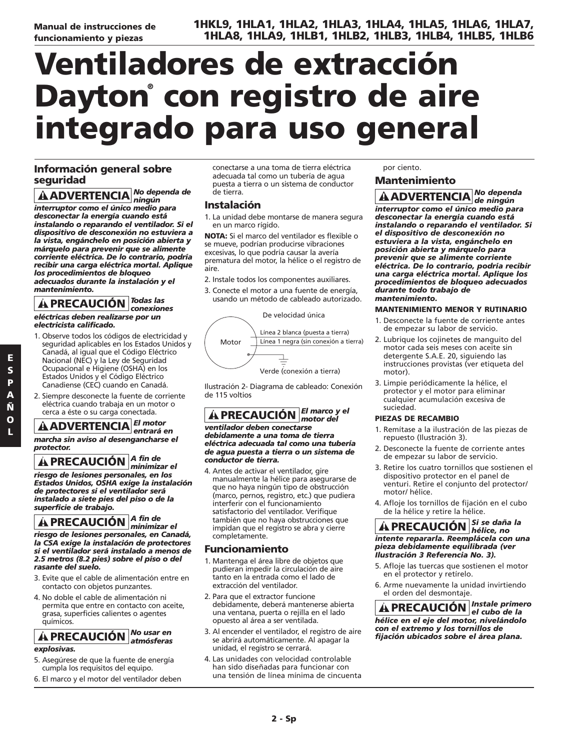Manual de instrucciones de funcionamiento y piezas

1HKL9, 1HLA1, 1HLA2, 1HLA3, 1HLA4, 1HLA5, 1HLA6, 1HLA7, 1HLA8, 1HLA9, 1HLB1, 1HLB2, 1HLB3, 1HLB4, 1HLB5, 1HLB6

# Ventiladores de extracción Dayton® con registro de aire integrado para uso general

## Información general sobre seguridad

**⚠ ADVERTENCIA** ***No dependa de ningún interruptor como el único medio para desconectar la energía cuando está instalando o reparando el ventilador. Si el dispositivo de desconexión no estuviera a la vista, engánchelo en posición abierta y márquelo para prevenir que se alimente corriente eléctrica. De lo contrario, podría recibir una carga eléctrica mortal. Aplique los procedimientos de bloqueo adecuados durante la instalación y el mantenimiento.***

**⚠ PRECAUCIÓN** ***Todas las conexiones eléctricas deben realizarse por un electricista calificado.***

1. Observe todos los códigos de electricidad y seguridad aplicables en los Estados Unidos y Canadá, al igual que el Código Eléctrico Nacional (NEC) y la Ley de Seguridad Ocupacional e Higiene (OSHA) en los Estados Unidos y el Código Eléctrico Canadiense (CEC) cuando en Canadá.
2. Siempre desconecte la fuente de corriente eléctrica cuando trabaja en un motor o cerca a éste o su carga conectada.

**⚠ ADVERTENCIA** ***El motor entrará en marcha sin aviso al desengancharse el protector.***

**⚠ PRECAUCIÓN** ***A fin de minimizar el riesgo de lesiones personales, en los Estados Unidos, OSHA exige la instalación de protectores si el ventilador será instalado a siete pies del piso o de la superficie de trabajo.***

**⚠ PRECAUCIÓN** ***A fin de minimizar el riesgo de lesiones personales, en Canadá, la CSA exige la instalación de protectores si el ventilador será instalado a menos de 2.5 metros (8.2 pies) sobre el piso o del rasante del suelo.***

3. Evite que el cable de alimentación entre en contacto con objetos punzantes.
4. No doble el cable de alimentación ni permita que entre en contacto con aceite, grasa, superficies calientes o agentes químicos.

**⚠ PRECAUCIÓN** ***No usar en atmósferas explosivas.***

5. Asegúrese de que la fuente de energía cumpla los requisitos del equipo.
6. El marco y el motor del ventilador deben conectarse a una toma de tierra eléctrica adecuada tal como un tubería de agua puesta a tierra o un sistema de conductor de tierra.

## Instalación

1. La unidad debe montarse de manera segura en un marco rígido.

**NOTA:** Si el marco del ventilador es flexible o se mueve, podrían producirse vibraciones excesivas, lo que podría causar la avería prematura del motor, la hélice o el registro de aire.

2. Instale todos los componentes auxiliares.
3. Conecte el motor a una fuente de energía, usando un método de cableado autorizado.

De velocidad única

Motor

Línea 2 blanca (puesta a tierra)

Línea 1 negra (sin conexión a tierra)

Verde (conexión a tierra)

Ilustración 2- Diagrama de cableado: Conexión de 115 voltios

**⚠ PRECAUCIÓN** ***El marco y el motor del ventilador deben conectarse debidamente a una toma de tierra eléctrica adecuada tal como una tubería de agua puesta a tierra o un sistema de conductor de tierra.***

4. Antes de activar el ventilador, gire manualmente la hélice para asegurarse de que no haya ningún tipo de obstrucción (marco, pernos, registro, etc.) que pudiera interferir con el funcionamiento satisfactorio del ventilador. Verifique también que no haya obstrucciones que impidan que el registro se abra y cierre completamente.

## Funcionamiento

1. Mantenga el área libre de objetos que pudieran impedir la circulación de aire tanto en la entrada como el lado de extracción del ventilador.
2. Para que el extractor funcione debidamente, deberá mantenerse abierta una ventana, puerta o rejilla en el lado opuesto al área a ser ventilada.
3. Al encender el ventilador, el registro de aire se abrirá automáticamente. Al apagar la unidad, el registro se cerrará.
4. Las unidades con velocidad controlable han sido diseñadas para funcionar con una tensión de línea mínima de cincuenta por ciento.

## Mantenimiento

**⚠ ADVERTENCIA** ***No dependa de ningún interruptor como el único medio para desconectar la energía cuando está instalando o reparando el ventilador. Si el dispositivo de desconexión no estuviera a la vista, engánchelo en posición abierta y márquelo para prevenir que se alimente corriente eléctrica. De lo contrario, podría recibir una carga eléctrica mortal. Aplique los procedimientos de bloqueo adecuados durante todo trabajo de mantenimiento.***

### MANTENIMIENTO MENOR Y RUTINARIO

1. Desconecte la fuente de corriente antes de empezar su labor de servicio.
2. Lubrique los cojinetes de manguito del motor cada seis meses con aceite sin detergente S.A.E. 20, siguiendo las instrucciones provistas (ver etiqueta del motor).
3. Limpie periódicamente la hélice, el protector y el motor para eliminar cualquier acumulación excesiva de suciedad.

### PIEZAS DE RECAMBIO

1. Remítase a la ilustración de las piezas de repuesto (Ilustración 3).
2. Desconecte la fuente de corriente antes de empezar su labor de servicio.
3. Retire los cuatro tornillos que sostienen el dispositivo protector en el panel de venturi. Retire el conjunto del protector/motor/ hélice.
4. Afloje los tornillos de fijación en el cubo de la hélice y retire la hélice.

**⚠ PRECAUCIÓN** ***Si se daña la hélice, no intente repararla. Reemplácela con una pieza debidamente equilibrada (ver Ilustración 3 Referencia No. 3).***

5. Afloje las tuercas que sostienen el motor en el protector y retírelo.
6. Arme nuevamente la unidad invirtiendo el orden del desmontaje.

**⚠ PRECAUCIÓN** ***Instale primero el cubo de la hélice en el eje del motor, nivelándolo con el extremo y los tornillos de fijación ubicados sobre el área plana.***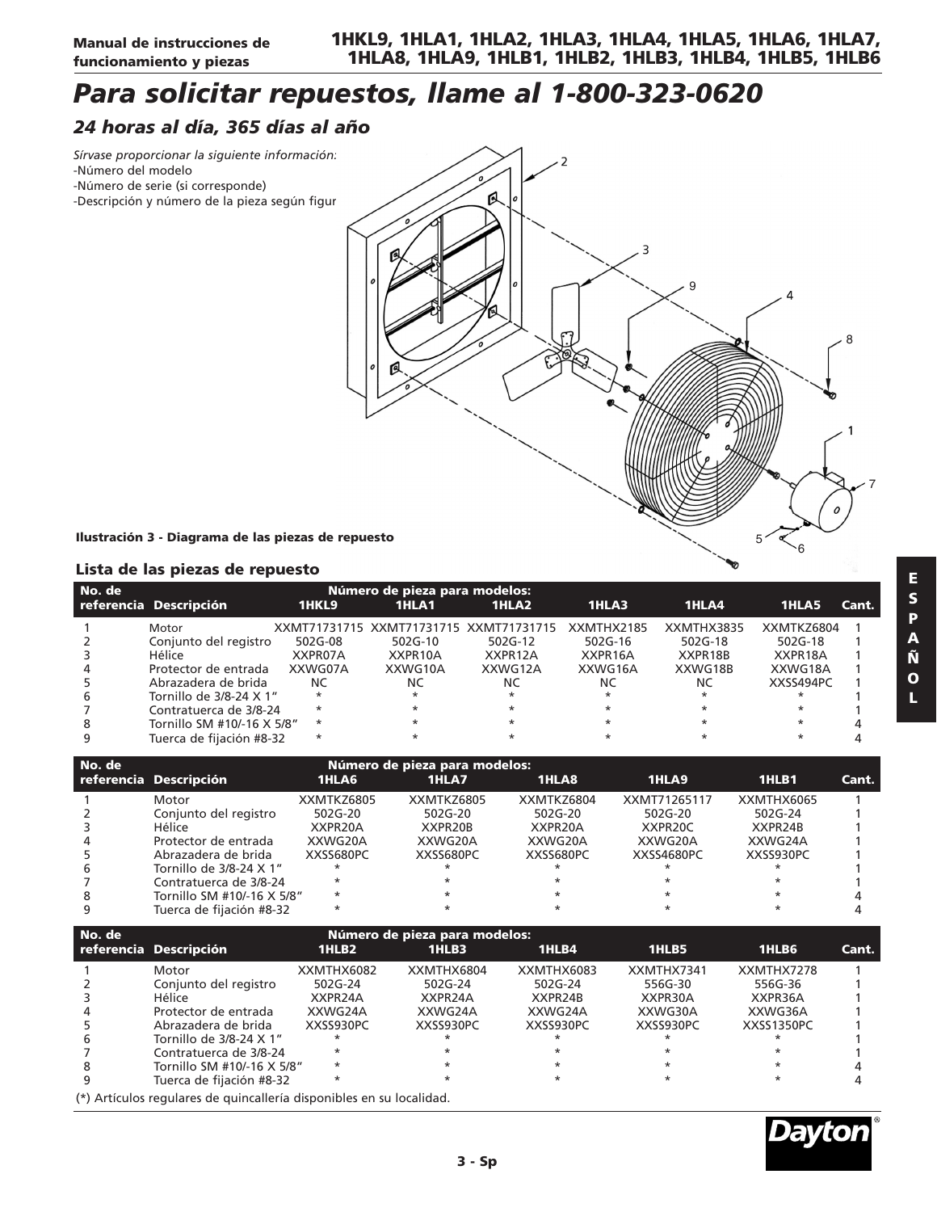# Para solicitar repuestos, llame al 1-800-323-0620

## 24 horas al día, 365 días al año

*Sírvase proporcionar la siguiente información:*
-Número del modelo
-Número de serie (si corresponde)
-Descripción y número de la pieza según figur

2
3
9
4
8
1
7
5
6

**Ilustración 3 - Diagrama de las piezas de repuesto**

### Lista de las piezas de repuesto

| No. de referencia | Descripción | 1HKL9 | 1HLA1 | 1HLA2 | 1HLA3 | 1HLA4 | 1HLA5 | Cant. |
|---|---|---|---|---|---|---|---|---|
| | | Número de pieza para modelos: | | | | | | |
| 1 | Motor | XXMT71731715 | XXMT71731715 | XXMT71731715 | XXMTHX2185 | XXMTHX3835 | XXMTKZ6804 | 1 |
| 2 | Conjunto del registro | 502G-08 | 502G-10 | 502G-12 | 502G-16 | 502G-18 | 502G-18 | 1 |
| 3 | Hélice | XXPR07A | XXPR10A | XXPR12A | XXPR16A | XXPR18B | XXPR18A | 1 |
| 4 | Protector de entrada | XXWG07A | XXWG10A | XXWG12A | XXWG16A | XXWG18B | XXWG18A | 1 |
| 5 | Abrazadera de brida | NC | NC | NC | NC | NC | XXSS494PC | 1 |
| 6 | Tornillo de 3/8-24 X 1" | * | * | * | * | * | * | 1 |
| 7 | Contratuerca de 3/8-24 | * | * | * | * | * | * | 1 |
| 8 | Tornillo SM #10/-16 X 5/8" | * | * | * | * | * | * | 4 |
| 9 | Tuerca de fijación #8-32 | * | * | * | * | * | * | 4 |

| No. de referencia | Descripción | 1HLA6 | 1HLA7 | 1HLA8 | 1HLA9 | 1HLB1 | Cant. |
|---|---|---|---|---|---|---|---|
| | | Número de pieza para modelos: | | | | | |
| 1 | Motor | XXMTKZ6805 | XXMTKZ6805 | XXMTKZ6804 | XXMT71265117 | XXMTHX6065 | 1 |
| 2 | Conjunto del registro | 502G-20 | 502G-20 | 502G-20 | 502G-20 | 502G-24 | 1 |
| 3 | Hélice | XXPR20A | XXPR20B | XXPR20A | XXPR20C | XXPR24B | 1 |
| 4 | Protector de entrada | XXWG20A | XXWG20A | XXWG20A | XXWG20A | XXWG24A | 1 |
| 5 | Abrazadera de brida | XXSS680PC | XXSS680PC | XXSS680PC | XXSS4680PC | XXSS930PC | 1 |
| 6 | Tornillo de 3/8-24 X 1" | * | * | * | * | * | 1 |
| 7 | Contratuerca de 3/8-24 | * | * | * | * | * | 1 |
| 8 | Tornillo SM #10/-16 X 5/8" | * | * | * | * | * | 4 |
| 9 | Tuerca de fijación #8-32 | * | * | * | * | * | 4 |

| No. de referencia | Descripción | 1HLB2 | 1HLB3 | 1HLB4 | 1HLB5 | 1HLB6 | Cant. |
|---|---|---|---|---|---|---|---|
| | | Número de pieza para modelos: | | | | | |
| 1 | Motor | XXMTHX6082 | XXMTHX6804 | XXMTHX6083 | XXMTHX7341 | XXMTHX7278 | 1 |
| 2 | Conjunto del registro | 502G-24 | 502G-24 | 502G-24 | 556G-30 | 556G-36 | 1 |
| 3 | Hélice | XXPR24A | XXPR24A | XXPR24B | XXPR30A | XXPR36A | 1 |
| 4 | Protector de entrada | XXWG24A | XXWG24A | XXWG24A | XXWG30A | XXWG36A | 1 |
| 5 | Abrazadera de brida | XXSS930PC | XXSS930PC | XXSS930PC | XXSS930PC | XXSS1350PC | 1 |
| 6 | Tornillo de 3/8-24 X 1" | * | * | * | * | * | 1 |
| 7 | Contratuerca de 3/8-24 | * | * | * | * | * | 1 |
| 8 | Tornillo SM #10/-16 X 5/8" | * | * | * | * | * | 4 |
| 9 | Tuerca de fijación #8-32 | * | * | * | * | * | 4 |

(*) Artículos regulares de quincallería disponibles en su localidad.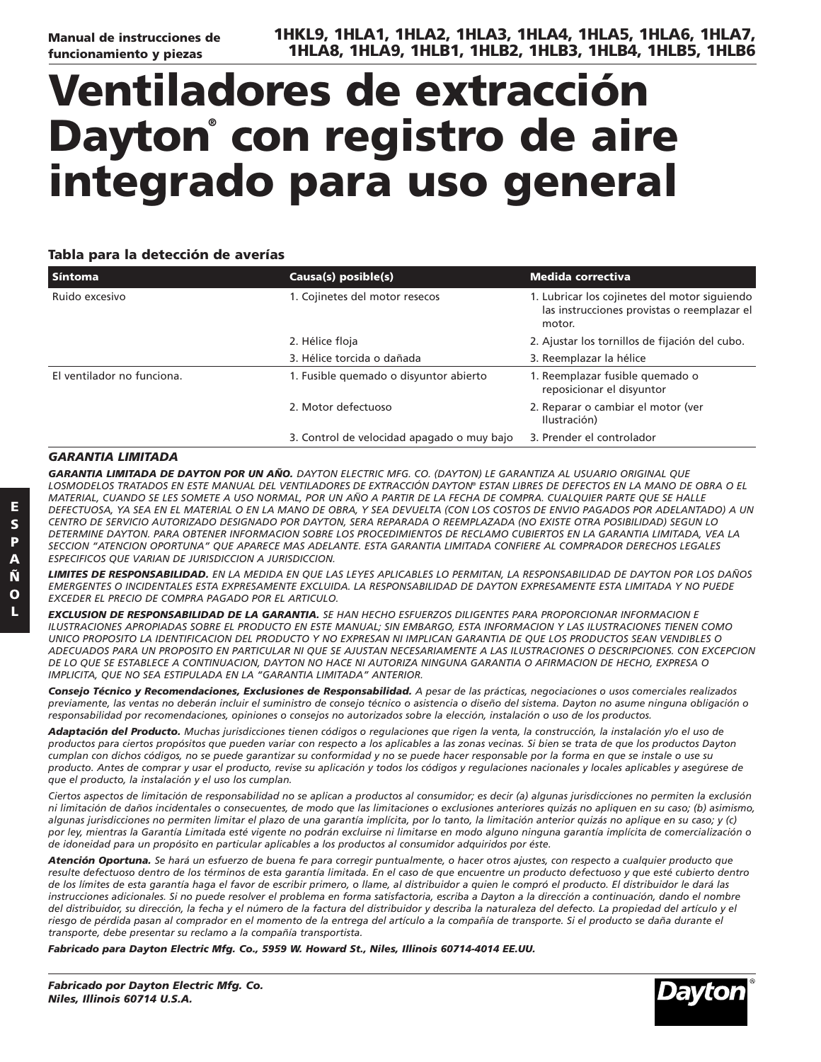Manual de instrucciones de funcionamiento y piezas

1HKL9, 1HLA1, 1HLA2, 1HLA3, 1HLA4, 1HLA5, 1HLA6, 1HLA7, 1HLA8, 1HLA9, 1HLB1, 1HLB2, 1HLB3, 1HLB4, 1HLB5, 1HLB6

# Ventiladores de extracción Dayton® con registro de aire integrado para uso general

### Tabla para la detección de averías

| Síntoma | Causa(s) posible(s) | Medida correctiva |
|---|---|---|
| Ruido excesivo | 1. Cojinetes del motor resecos | 1. Lubricar los cojinetes del motor siguiendo las instrucciones provistas o reemplazar el motor. |
| | 2. Hélice floja | 2. Ajustar los tornillos de fijación del cubo. |
| | 3. Hélice torcida o dañada | 3. Reemplazar la hélice |
| El ventilador no funciona. | 1. Fusible quemado o disyuntor abierto | 1. Reemplazar fusible quemado o reposicionar el disyuntor |
| | 2. Motor defectuoso | 2. Reparar o cambiar el motor (ver Ilustración) |
| | 3. Control de velocidad apagado o muy bajo | 3. Prender el controlador |

### *GARANTIA LIMITADA*

***GARANTIA LIMITADA DE DAYTON POR UN AÑO.*** *DAYTON ELECTRIC MFG. CO. (DAYTON) LE GARANTIZA AL USUARIO ORIGINAL QUE LOSMODELOS TRATADOS EN ESTE MANUAL DEL VENTILADORES DE EXTRACCIÓN DAYTON® ESTAN LIBRES DE DEFECTOS EN LA MANO DE OBRA O EL MATERIAL, CUANDO SE LES SOMETE A USO NORMAL, POR UN AÑO A PARTIR DE LA FECHA DE COMPRA. CUALQUIER PARTE QUE SE HALLE DEFECTUOSA, YA SEA EN EL MATERIAL O EN LA MANO DE OBRA, Y SEA DEVUELTA (CON LOS COSTOS DE ENVIO PAGADOS POR ADELANTADO) A UN CENTRO DE SERVICIO AUTORIZADO DESIGNADO POR DAYTON, SERA REPARADA O REEMPLAZADA (NO EXISTE OTRA POSIBILIDAD) SEGUN LO DETERMINE DAYTON. PARA OBTENER INFORMACION SOBRE LOS PROCEDIMIENTOS DE RECLAMO CUBIERTOS EN LA GARANTIA LIMITADA, VEA LA SECCION "ATENCION OPORTUNA" QUE APARECE MAS ADELANTE. ESTA GARANTIA LIMITADA CONFIERE AL COMPRADOR DERECHOS LEGALES ESPECIFICOS QUE VARIAN DE JURISDICCION A JURISDICCION.*

***LIMITES DE RESPONSABILIDAD.*** *EN LA MEDIDA EN QUE LAS LEYES APLICABLES LO PERMITAN, LA RESPONSABILIDAD DE DAYTON POR LOS DAÑOS EMERGENTES O INCIDENTALES ESTA EXPRESAMENTE EXCLUIDA. LA RESPONSABILIDAD DE DAYTON EXPRESAMENTE ESTA LIMITADA Y NO PUEDE EXCEDER EL PRECIO DE COMPRA PAGADO POR EL ARTICULO.*

***EXCLUSION DE RESPONSABILIDAD DE LA GARANTIA.*** *SE HAN HECHO ESFUERZOS DILIGENTES PARA PROPORCIONAR INFORMACION E ILUSTRACIONES APROPIADAS SOBRE EL PRODUCTO EN ESTE MANUAL; SIN EMBARGO, ESTA INFORMACION Y LAS ILUSTRACIONES TIENEN COMO UNICO PROPOSITO LA IDENTIFICACION DEL PRODUCTO Y NO EXPRESAN NI IMPLICAN GARANTIA DE QUE LOS PRODUCTOS SEAN VENDIBLES O ADECUADOS PARA UN PROPOSITO EN PARTICULAR NI QUE SE AJUSTAN NECESARIAMENTE A LAS ILUSTRACIONES O DESCRIPCIONES. CON EXCEPCION DE LO QUE SE ESTABLECE A CONTINUACION, DAYTON NO HACE NI AUTORIZA NINGUNA GARANTIA O AFIRMACION DE HECHO, EXPRESA O IMPLICITA, QUE NO SEA ESTIPULADA EN LA "GARANTIA LIMITADA" ANTERIOR.*

***Consejo Técnico y Recomendaciones, Exclusiones de Responsabilidad.*** *A pesar de las prácticas, negociaciones o usos comerciales realizados previamente, las ventas no deberán incluir el suministro de consejo técnico o asistencia o diseño del sistema. Dayton no asume ninguna obligación o responsabilidad por recomendaciones, opiniones o consejos no autorizados sobre la elección, instalación o uso de los productos.*

***Adaptación del Producto.*** *Muchas jurisdicciones tienen códigos o regulaciones que rigen la venta, la construcción, la instalación y/o el uso de productos para ciertos propósitos que pueden variar con respecto a los aplicables a las zonas vecinas. Si bien se trata de que los productos Dayton cumplan con dichos códigos, no se puede garantizar su conformidad y no se puede hacer responsable por la forma en que se instale o use su producto. Antes de comprar y usar el producto, revise su aplicación y todos los códigos y regulaciones nacionales y locales aplicables y asegúrese de que el producto, la instalación y el uso los cumplan.*

*Ciertos aspectos de limitación de responsabilidad no se aplican a productos al consumidor; es decir (a) algunas jurisdicciones no permiten la exclusión ni limitación de daños incidentales o consecuentes, de modo que las limitaciones o exclusiones anteriores quizás no apliquen en su caso; (b) asimismo, algunas jurisdicciones no permiten limitar el plazo de una garantía implícita, por lo tanto, la limitación anterior quizás no aplique en su caso; y (c) por ley, mientras la Garantía Limitada esté vigente no podrán excluirse ni limitarse en modo alguno ninguna garantía implícita de comercialización o de idoneidad para un propósito en particular aplicables a los productos al consumidor adquiridos por éste.*

***Atención Oportuna.*** *Se hará un esfuerzo de buena fe para corregir puntualmente, o hacer otros ajustes, con respecto a cualquier producto que resulte defectuoso dentro de los términos de esta garantía limitada. En el caso de que encuentre un producto defectuoso y que esté cubierto dentro de los límites de esta garantía haga el favor de escribir primero, o llame, al distribuidor a quien le compró el producto. El distribuidor le dará las instrucciones adicionales. Si no puede resolver el problema en forma satisfactoria, escriba a Dayton a la dirección a continuación, dando el nombre del distribuidor, su dirección, la fecha y el número de la factura del distribuidor y describa la naturaleza del defecto. La propiedad del artículo y el riesgo de pérdida pasan al comprador en el momento de la entrega del artículo a la compañía de transporte. Si el producto se daña durante el transporte, debe presentar su reclamo a la compañía transportista.*

***Fabricado para Dayton Electric Mfg. Co., 5959 W. Howard St., Niles, Illinois 60714-4014 EE.UU.***

***Fabricado por Dayton Electric Mfg. Co.***
***Niles, Illinois 60714 U.S.A.***

Dayton®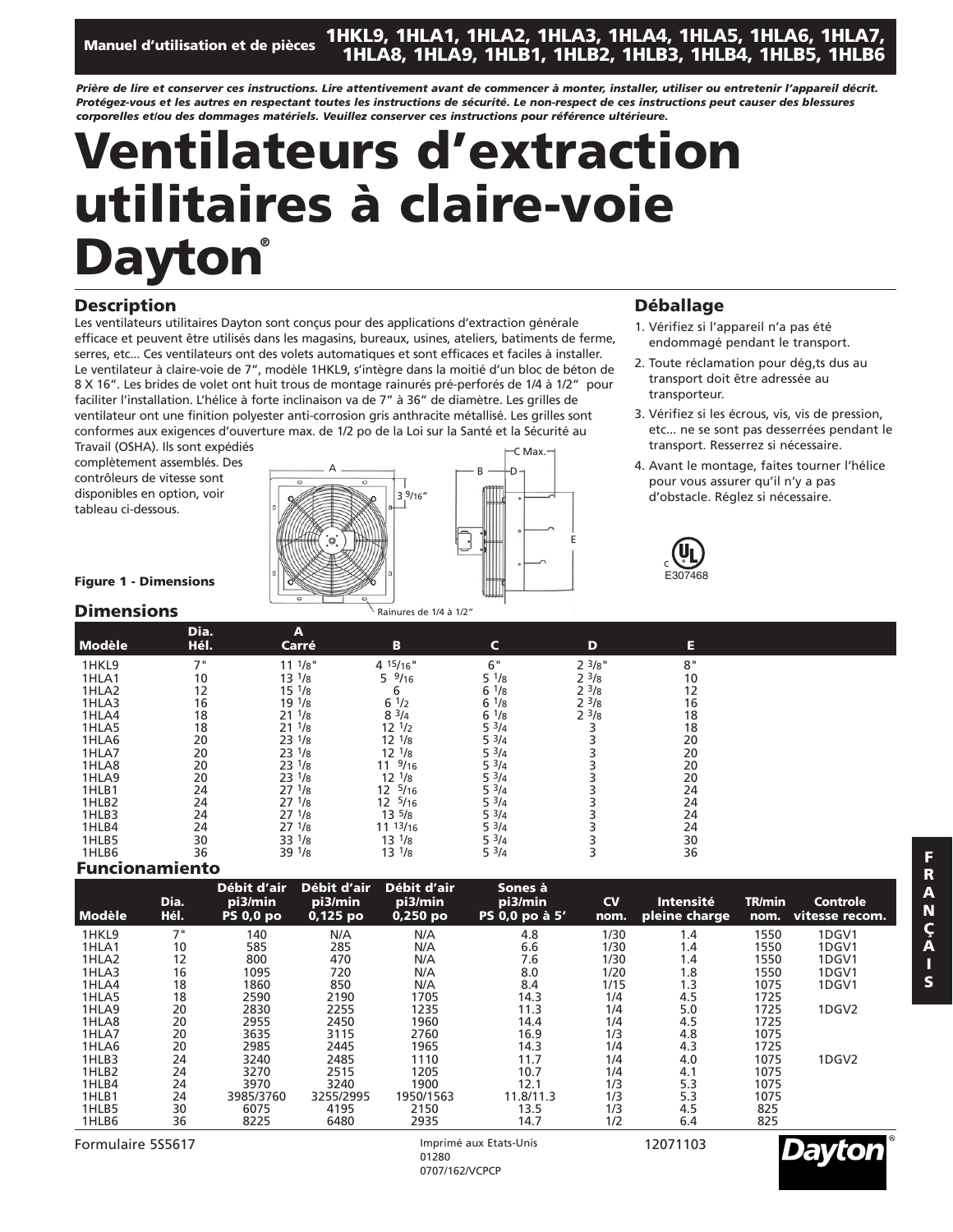Manuel d'utilisation et de pièces **1HKL9, 1HLA1, 1HLA2, 1HLA3, 1HLA4, 1HLA5, 1HLA6, 1HLA7, 1HLA8, 1HLA9, 1HLB1, 1HLB2, 1HLB3, 1HLB4, 1HLB5, 1HLB6**

***Prière de lire et conserver ces instructions. Lire attentivement avant de commencer à monter, installer, utiliser ou entretenir l'appareil décrit. Protégez-vous et les autres en respectant toutes les instructions de sécurité. Le non-respect de ces instructions peut causer des blessures corporelles et/ou des dommages matériels. Veuillez conserver ces instructions pour référence ultérieure.***

# Ventilateurs d'extraction utilitaires à claire-voie Dayton®

## Description

Les ventilateurs utilitaires Dayton sont conçus pour des applications d'extraction générale efficace et peuvent être utilisés dans les magasins, bureaux, usines, ateliers, batiments de ferme, serres, etc... Ces ventilateurs ont des volets automatiques et sont efficaces et faciles à installer. Le ventilateur à claire-voie de 7", modèle 1HKL9, s'intègre dans la moitié d'un bloc de béton de 8 X 16". Les brides de volet ont huit trous de montage rainurés pré-perforés de 1/4 à 1/2" pour faciliter l'installation. L'hélice à forte inclinaison va de 7" à 36" de diamètre. Les grilles de ventilateur ont une finition polyester anti-corrosion gris anthracite métallisé. Les grilles sont conformes aux exigences d'ouverture max. de 1/2 po de la Loi sur la Santé et la Sécurité au Travail (OSHA). Ils sont expédiés complètement assemblés. Des contrôleurs de vitesse sont disponibles en option, voir tableau ci-dessous.

A
3 9/16"
C Max.
B
D
E
Rainures de 1/4 à 1/2"

**Figure 1 - Dimensions**

## Déballage

1. Vérifiez si l'appareil n'a pas été endommagé pendant le transport.
2. Toute réclamation pour dég,ts dus au transport doit être adressée au transporteur.
3. Vérifiez si les écrous, vis, vis de pression, etc... ne se sont pas desserrées pendant le transport. Resserrez si nécessaire.
4. Avant le montage, faites tourner l'hélice pour vous assurer qu'il n'y a pas d'obstacle. Réglez si nécessaire.

c UL us E307468

## Dimensions

| Modèle | Dia. Hél. | A Carré | B | C | D | E |
|---|---|---|---|---|---|---|
| 1HKL9 | 7" | 11 1/8" | 4 15/16" | 6" | 2 3/8" | 8" |
| 1HLA1 | 10 | 13 1/8 | 5 9/16 | 5 1/8 | 2 3/8 | 10 |
| 1HLA2 | 12 | 15 1/8 | 6 | 6 1/8 | 2 3/8 | 12 |
| 1HLA3 | 16 | 19 1/8 | 6 1/2 | 6 1/8 | 2 3/8 | 16 |
| 1HLA4 | 18 | 21 1/8 | 8 3/4 | 6 1/8 | 2 3/8 | 18 |
| 1HLA5 | 18 | 21 1/8 | 12 1/2 | 5 3/4 | 3 | 18 |
| 1HLA6 | 20 | 23 1/8 | 12 1/8 | 5 3/4 | 3 | 20 |
| 1HLA7 | 20 | 23 1/8 | 12 1/8 | 5 3/4 | 3 | 20 |
| 1HLA8 | 20 | 23 1/8 | 11 9/16 | 5 3/4 | 3 | 20 |
| 1HLA9 | 20 | 23 1/8 | 12 1/8 | 5 3/4 | 3 | 20 |
| 1HLB1 | 24 | 27 1/8 | 12 5/16 | 5 3/4 | 3 | 24 |
| 1HLB2 | 24 | 27 1/8 | 12 5/16 | 5 3/4 | 3 | 24 |
| 1HLB3 | 24 | 27 1/8 | 13 5/8 | 5 3/4 | 3 | 24 |
| 1HLB4 | 24 | 27 1/8 | 11 13/16 | 5 3/4 | 3 | 24 |
| 1HLB5 | 30 | 33 1/8 | 13 1/8 | 5 3/4 | 3 | 30 |
| 1HLB6 | 36 | 39 1/8 | 13 1/8 | 5 3/4 | 3 | 36 |

## Funcionamiento

| Modèle | Dia. Hél. | Débit d'air pi3/min PS 0,0 po | Débit d'air pi3/min 0,125 po | Débit d'air pi3/min 0,250 po | Sones à pi3/min PS 0,0 po à 5' | CV nom. | Intensité pleine charge | TR/min nom. | Controle vitesse recom. |
|---|---|---|---|---|---|---|---|---|---|
| 1HKL9 | 7" | 140 | N/A | N/A | 4.8 | 1/30 | 1.4 | 1550 | 1DGV1 |
| 1HLA1 | 10 | 585 | 285 | N/A | 6.6 | 1/30 | 1.4 | 1550 | 1DGV1 |
| 1HLA2 | 12 | 800 | 470 | N/A | 7.6 | 1/30 | 1.4 | 1550 | 1DGV1 |
| 1HLA3 | 16 | 1095 | 720 | N/A | 8.0 | 1/20 | 1.8 | 1550 | 1DGV1 |
| 1HLA4 | 18 | 1860 | 850 | N/A | 8.4 | 1/15 | 1.3 | 1075 | 1DGV1 |
| 1HLA5 | 18 | 2590 | 2190 | 1705 | 14.3 | 1/4 | 4.5 | 1725 | |
| 1HLA9 | 20 | 2830 | 2255 | 1235 | 11.3 | 1/4 | 5.0 | 1725 | 1DGV2 |
| 1HLA8 | 20 | 2955 | 2450 | 1960 | 14.4 | 1/4 | 4.5 | 1725 | |
| 1HLA7 | 20 | 3635 | 3115 | 2760 | 16.9 | 1/3 | 4.8 | 1075 | |
| 1HLA6 | 20 | 2985 | 2445 | 1965 | 14.3 | 1/4 | 4.3 | 1725 | |
| 1HLB3 | 24 | 3240 | 2485 | 1110 | 11.7 | 1/4 | 4.0 | 1075 | 1DGV2 |
| 1HLB2 | 24 | 3270 | 2515 | 1205 | 10.7 | 1/4 | 4.1 | 1075 | |
| 1HLB4 | 24 | 3970 | 3240 | 1900 | 12.1 | 1/3 | 5.3 | 1075 | |
| 1HLB1 | 24 | 3985/3760 | 3255/2995 | 1950/1563 | 11.8/11.3 | 1/3 | 5.3 | 1075 | |
| 1HLB5 | 30 | 6075 | 4195 | 2150 | 13.5 | 1/3 | 4.5 | 825 | |
| 1HLB6 | 36 | 8225 | 6480 | 2935 | 14.7 | 1/2 | 6.4 | 825 | |

Formulaire 5S5617 | Imprimé aux Etats-Unis 01280 0707/162/VCPCP | 12071103 | Dayton®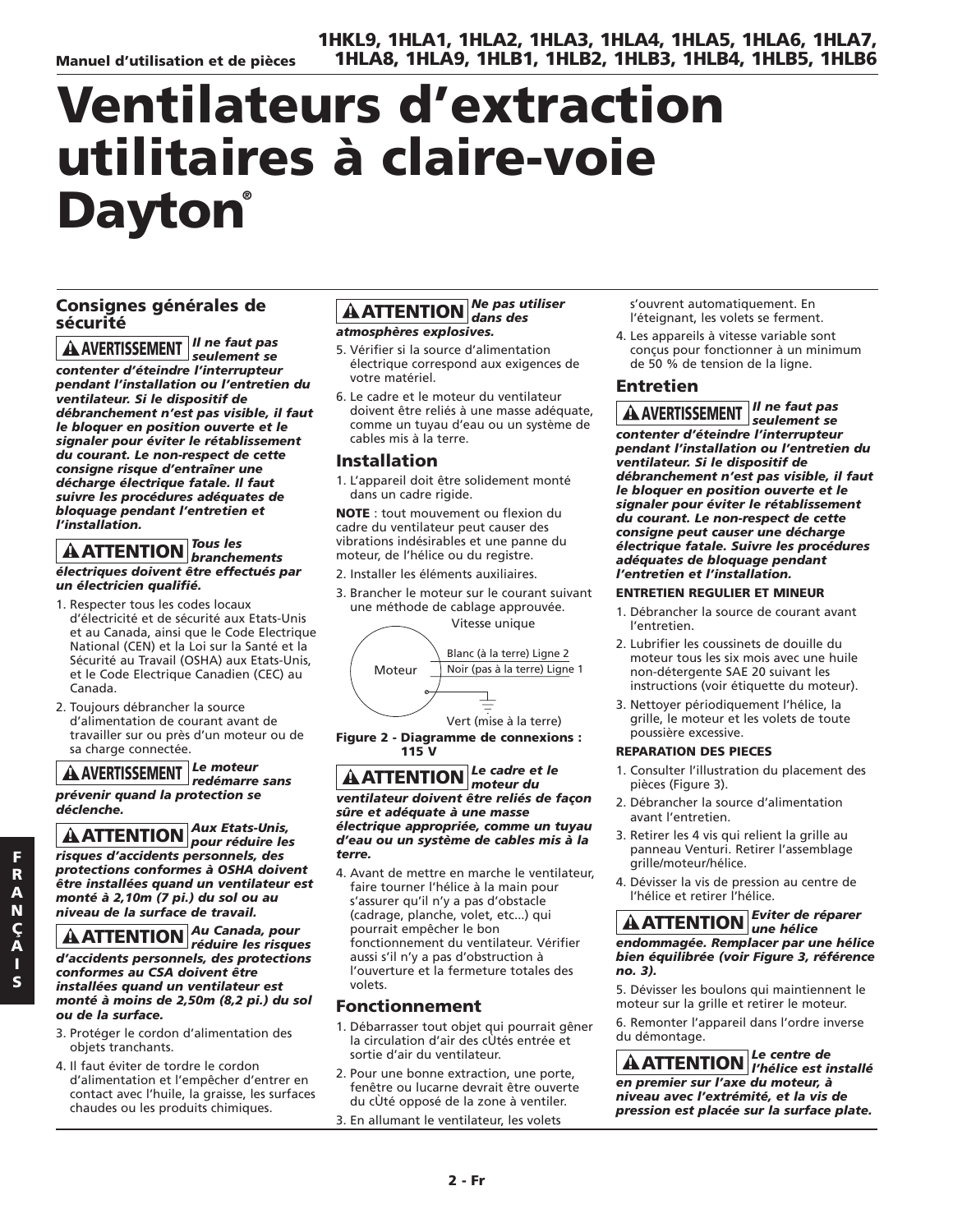Manuel d'utilisation et de pièces

1HKL9, 1HLA1, 1HLA2, 1HLA3, 1HLA4, 1HLA5, 1HLA6, 1HLA7, 1HLA8, 1HLA9, 1HLB1, 1HLB2, 1HLB3, 1HLB4, 1HLB5, 1HLB6

# Ventilateurs d'extraction utilitaires à claire-voie Dayton®

## Consignes générales de sécurité

**⚠ AVERTISSEMENT** ***Il ne faut pas seulement se contenter d'éteindre l'interrupteur pendant l'installation ou l'entretien du ventilateur. Si le dispositif de débranchement n'est pas visible, il faut le bloquer en position ouverte et le signaler pour éviter le rétablissement du courant. Le non-respect de cette consigne risque d'entraîner une décharge électrique fatale. Il faut suivre les procédures adéquates de bloquage pendant l'entretien et l'installation.***

**⚠ ATTENTION** ***Tous les branchements électriques doivent être effectués par un électricien qualifié.***

1. Respecter tous les codes locaux d'électricité et de sécurité aux Etats-Unis et au Canada, ainsi que le Code Electrique National (CEN) et la Loi sur la Santé et la Sécurité au Travail (OSHA) aux Etats-Unis, et le Code Electrique Canadien (CEC) au Canada.
2. Toujours débrancher la source d'alimentation de courant avant de travailler sur ou près d'un moteur ou de sa charge connectée.

**⚠ AVERTISSEMENT** ***Le moteur redémarre sans prévenir quand la protection se déclenche.***

**⚠ ATTENTION** ***Aux Etats-Unis, pour réduire les risques d'accidents personnels, des protections conformes à OSHA doivent être installées quand un ventilateur est monté à 2,10m (7 pi.) du sol ou au niveau de la surface de travail.***

**⚠ ATTENTION** ***Au Canada, pour réduire les risques d'accidents personnels, des protections conformes au CSA doivent être installées quand un ventilateur est monté à moins de 2,50m (8,2 pi.) du sol ou de la surface.***

3. Protéger le cordon d'alimentation des objets tranchants.
4. Il faut éviter de tordre le cordon d'alimentation et l'empêcher d'entrer en contact avec l'huile, la graisse, les surfaces chaudes ou les produits chimiques.

**⚠ ATTENTION** ***Ne pas utiliser dans des atmosphères explosives.***

5. Vérifier si la source d'alimentation électrique correspond aux exigences de votre matériel.
6. Le cadre et le moteur du ventilateur doivent être reliés à une masse adéquate, comme un tuyau d'eau ou un système de cables mis à la terre.

## Installation

1. L'appareil doit être solidement monté dans un cadre rigide.

**NOTE** : tout mouvement ou flexion du cadre du ventilateur peut causer des vibrations indésirables et une panne du moteur, de l'hélice ou du registre.

2. Installer les éléments auxiliaires.
3. Brancher le moteur sur le courant suivant une méthode de cablage approuvée.

Vitesse unique
Moteur
Blanc (à la terre) Ligne 2
Noir (pas à la terre) Ligne 1
Vert (mise à la terre)

**Figure 2 - Diagramme de connexions : 115 V**

**⚠ ATTENTION** ***Le cadre et le moteur du ventilateur doivent être reliés de façon sûre et adéquate à une masse électrique appropriée, comme un tuyau d'eau ou un système de cables mis à la terre.***

4. Avant de mettre en marche le ventilateur, faire tourner l'hélice à la main pour s'assurer qu'il n'y a pas d'obstacle (cadrage, planche, volet, etc...) qui pourrait empêcher le bon fonctionnement du ventilateur. Vérifier aussi s'il n'y a pas d'obstruction à l'ouverture et la fermeture totales des volets.

## Fonctionnement

1. Débarrasser tout objet qui pourrait gêner la circulation d'air des cÙtés entrée et sortie d'air du ventilateur.
2. Pour une bonne extraction, une porte, fenêtre ou lucarne devrait être ouverte du cÙté opposé de la zone à ventiler.
3. En allumant le ventilateur, les volets s'ouvrent automatiquement. En l'éteignant, les volets se ferment.
4. Les appareils à vitesse variable sont conçus pour fonctionner à un minimum de 50 % de tension de la ligne.

## Entretien

**⚠ AVERTISSEMENT** ***Il ne faut pas seulement se contenter d'éteindre l'interrupteur pendant l'installation ou l'entretien du ventilateur. Si le dispositif de débranchement n'est pas visible, il faut le bloquer en position ouverte et le signaler pour éviter le rétablissement du courant. Le non-respect de cette consigne peut causer une décharge électrique fatale. Suivre les procédures adéquates de bloquage pendant l'entretien et l'installation.***

### ENTRETIEN REGULIER ET MINEUR

1. Débrancher la source de courant avant l'entretien.
2. Lubrifier les coussinets de douille du moteur tous les six mois avec une huile non-détergente SAE 20 suivant les instructions (voir étiquette du moteur).
3. Nettoyer périodiquement l'hélice, la grille, le moteur et les volets de toute poussière excessive.

### REPARATION DES PIECES

1. Consulter l'illustration du placement des pièces (Figure 3).
2. Débrancher la source d'alimentation avant l'entretien.
3. Retirer les 4 vis qui relient la grille au panneau Venturi. Retirer l'assemblage grille/moteur/hélice.
4. Dévisser la vis de pression au centre de l'hélice et retirer l'hélice.

**⚠ ATTENTION** ***Eviter de réparer une hélice endommagée. Remplacer par une hélice bien équilibrée (voir Figure 3, référence no. 3).***

5. Dévisser les boulons qui maintiennent le moteur sur la grille et retirer le moteur.
6. Remonter l'appareil dans l'ordre inverse du démontage.

**⚠ ATTENTION** ***Le centre de l'hélice est installé en premier sur l'axe du moteur, à niveau avec l'extrémité, et la vis de pression est placée sur la surface plate.***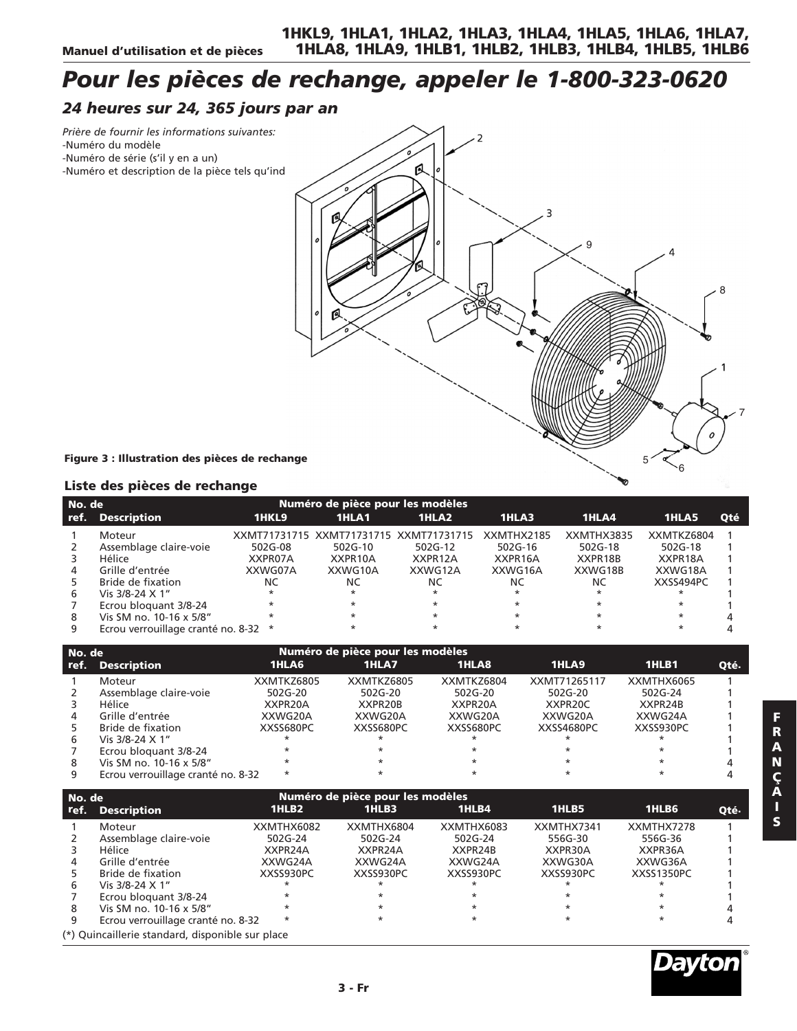# Pour les pièces de rechange, appeler le 1-800-323-0620

## 24 heures sur 24, 365 jours par an

*Prière de fournir les informations suivantes:*
- Numéro du modèle
- Numéro de série (s'il y en a un)
- Numéro et description de la pièce tels qu'ind

2
3
9
4
8
1
7
5
6

**Figure 3 : Illustration des pièces de rechange**

### Liste des pièces de rechange

| No. de ref. | Description | 1HKL9 | 1HLA1 | 1HLA2 | 1HLA3 | 1HLA4 | 1HLA5 | Qté |
|---|---|---|---|---|---|---|---|---|
| | | Numéro de pièce pour les modèles | | | | | | |
| 1 | Moteur | XXMT71731715 | XXMT71731715 | XXMT71731715 | XXMTHX2185 | XXMTHX3835 | XXMTKZ6804 | 1 |
| 2 | Assemblage claire-voie | 502G-08 | 502G-10 | 502G-12 | 502G-16 | 502G-18 | 502G-18 | 1 |
| 3 | Hélice | XXPR07A | XXPR10A | XXPR12A | XXPR16A | XXPR18B | XXPR18A | 1 |
| 4 | Grille d'entrée | XXWG07A | XXWG10A | XXWG12A | XXWG16A | XXWG18B | XXWG18A | 1 |
| 5 | Bride de fixation | NC | NC | NC | NC | NC | XXSS494PC | 1 |
| 6 | Vis 3/8-24 X 1" | * | * | * | * | * | * | 1 |
| 7 | Ecrou bloquant 3/8-24 | * | * | * | * | * | * | 1 |
| 8 | Vis SM no. 10-16 x 5/8" | * | * | * | * | * | * | 4 |
| 9 | Ecrou verrouillage cranté no. 8-32 | * | * | * | * | * | * | 4 |

| No. de ref. | Description | 1HLA6 | 1HLA7 | 1HLA8 | 1HLA9 | 1HLB1 | Qté. |
|---|---|---|---|---|---|---|---|
| | | Numéro de pièce pour les modèles | | | | | |
| 1 | Moteur | XXMTKZ6805 | XXMTKZ6805 | XXMTKZ6804 | XXMT71265117 | XXMTHX6065 | 1 |
| 2 | Assemblage claire-voie | 502G-20 | 502G-20 | 502G-20 | 502G-20 | 502G-24 | 1 |
| 3 | Hélice | XXPR20A | XXPR20B | XXPR20A | XXPR20C | XXPR24B | 1 |
| 4 | Grille d'entrée | XXWG20A | XXWG20A | XXWG20A | XXWG20A | XXWG24A | 1 |
| 5 | Bride de fixation | XXSS680PC | XXSS680PC | XXSS680PC | XXSS4680PC | XXSS930PC | 1 |
| 6 | Vis 3/8-24 X 1" | * | * | * | * | * | 1 |
| 7 | Ecrou bloquant 3/8-24 | * | * | * | * | * | 1 |
| 8 | Vis SM no. 10-16 x 5/8" | * | * | * | * | * | 4 |
| 9 | Ecrou verrouillage cranté no. 8-32 | * | * | * | * | * | 4 |

| No. de ref. | Description | 1HLB2 | 1HLB3 | 1HLB4 | 1HLB5 | 1HLB6 | Qté. |
|---|---|---|---|---|---|---|---|
| | | Numéro de pièce pour les modèles | | | | | |
| 1 | Moteur | XXMTHX6082 | XXMTHX6804 | XXMTHX6083 | XXMTHX7341 | XXMTHX7278 | 1 |
| 2 | Assemblage claire-voie | 502G-24 | 502G-24 | 502G-24 | 556G-30 | 556G-36 | 1 |
| 3 | Hélice | XXPR24A | XXPR24A | XXPR24B | XXPR30A | XXPR36A | 1 |
| 4 | Grille d'entrée | XXWG24A | XXWG24A | XXWG24A | XXWG30A | XXWG36A | 1 |
| 5 | Bride de fixation | XXSS930PC | XXSS930PC | XXSS930PC | XXSS930PC | XXSS1350PC | 1 |
| 6 | Vis 3/8-24 X 1" | * | * | * | * | * | 1 |
| 7 | Ecrou bloquant 3/8-24 | * | * | * | * | * | 1 |
| 8 | Vis SM no. 10-16 x 5/8" | * | * | * | * | * | 4 |
| 9 | Ecrou verrouillage cranté no. 8-32 | * | * | * | * | * | 4 |

(*) Quincaillerie standard, disponible sur place

FRANÇAIS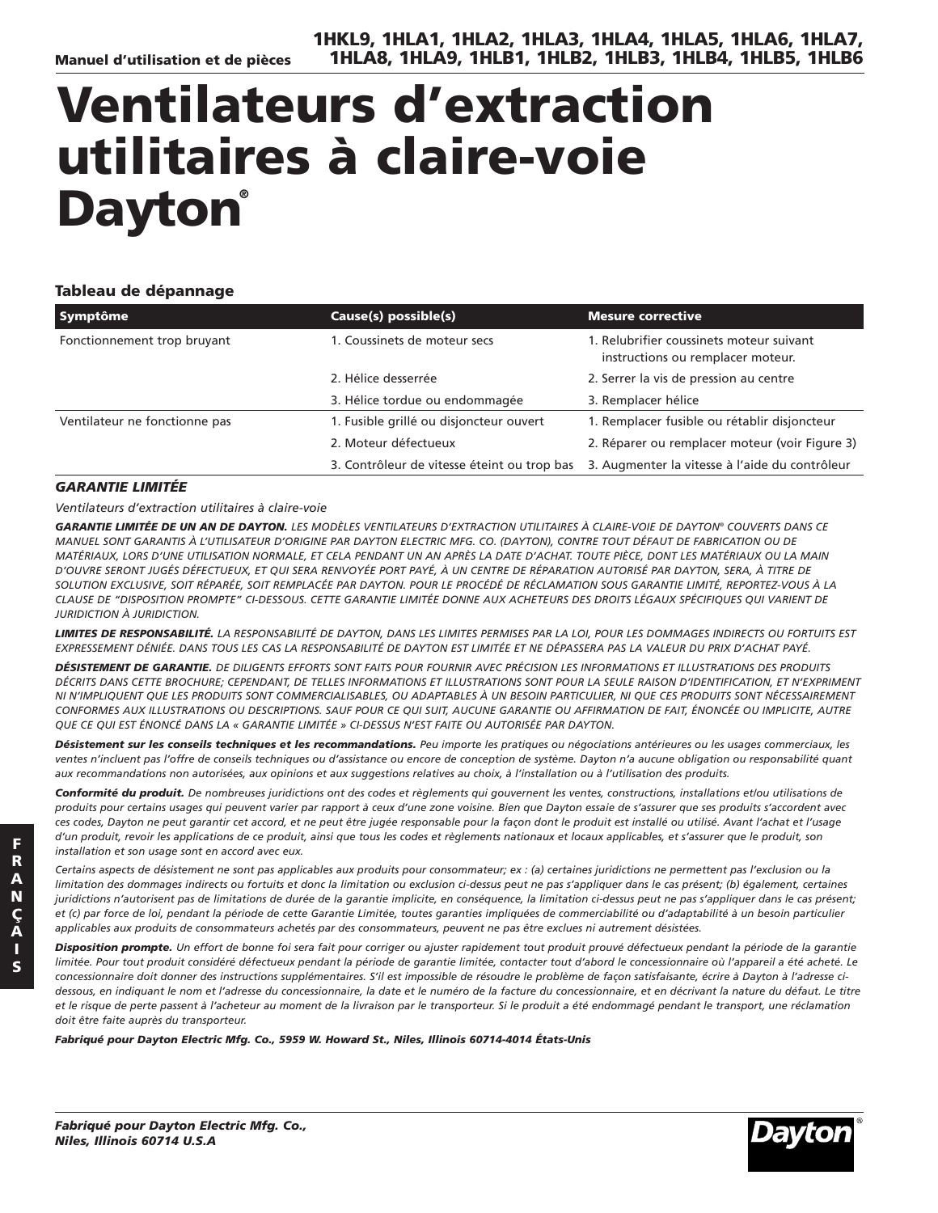**Manuel d'utilisation et de pièces** — 1HKL9, 1HLA1, 1HLA2, 1HLA3, 1HLA4, 1HLA5, 1HLA6, 1HLA7, 1HLA8, 1HLA9, 1HLB1, 1HLB2, 1HLB3, 1HLB4, 1HLB5, 1HLB6

# Ventilateurs d'extraction utilitaires à claire-voie Dayton®

### Tableau de dépannage

| Symptôme | Cause(s) possible(s) | Mesure corrective |
|---|---|---|
| Fonctionnement trop bruyant | 1. Coussinets de moteur secs | 1. Relubrifier coussinets moteur suivant instructions ou remplacer moteur. |
| | 2. Hélice desserrée | 2. Serrer la vis de pression au centre |
| | 3. Hélice tordue ou endommagée | 3. Remplacer hélice |
| Ventilateur ne fonctionne pas | 1. Fusible grillé ou disjoncteur ouvert | 1. Remplacer fusible ou rétablir disjoncteur |
| | 2. Moteur défectueux | 2. Réparer ou remplacer moteur (voir Figure 3) |
| | 3. Contrôleur de vitesse éteint ou trop bas | 3. Augmenter la vitesse à l'aide du contrôleur |

### *GARANTIE LIMITÉE*

*Ventilateurs d'extraction utilitaires à claire-voie*

***GARANTIE LIMITÉE DE UN AN DE DAYTON.*** *LES MODÈLES VENTILATEURS D'EXTRACTION UTILITAIRES À CLAIRE-VOIE DE DAYTON® COUVERTS DANS CE MANUEL SONT GARANTIS À L'UTILISATEUR D'ORIGINE PAR DAYTON ELECTRIC MFG. CO. (DAYTON), CONTRE TOUT DÉFAUT DE FABRICATION OU DE MATÉRIAUX, LORS D'UNE UTILISATION NORMALE, ET CELA PENDANT UN AN APRÈS LA DATE D'ACHAT. TOUTE PIÈCE, DONT LES MATÉRIAUX OU LA MAIN D'OUVRE SERONT JUGÉS DÉFECTUEUX, ET QUI SERA RENVOYÉE PORT PAYÉ, À UN CENTRE DE RÉPARATION AUTORISÉ PAR DAYTON, SERA, À TITRE DE SOLUTION EXCLUSIVE, SOIT RÉPARÉE, SOIT REMPLACÉE PAR DAYTON. POUR LE PROCÉDÉ DE RÉCLAMATION SOUS GARANTIE LIMITÉ, REPORTEZ-VOUS À LA CLAUSE DE "DISPOSITION PROMPTE" CI-DESSOUS. CETTE GARANTIE LIMITÉE DONNE AUX ACHETEURS DES DROITS LÉGAUX SPÉCIFIQUES QUI VARIENT DE JURIDICTION À JURIDICTION.*

***LIMITES DE RESPONSABILITÉ.*** *LA RESPONSABILITÉ DE DAYTON, DANS LES LIMITES PERMISES PAR LA LOI, POUR LES DOMMAGES INDIRECTS OU FORTUITS EST EXPRESSEMENT DÉNIÉE. DANS TOUS LES CAS LA RESPONSABILITÉ DE DAYTON EST LIMITÉE ET NE DÉPASSERA PAS LA VALEUR DU PRIX D'ACHAT PAYÉ.*

***DÉSISTEMENT DE GARANTIE.*** *DE DILIGENTS EFFORTS SONT FAITS POUR FOURNIR AVEC PRÉCISION LES INFORMATIONS ET ILLUSTRATIONS DES PRODUITS DÉCRITS DANS CETTE BROCHURE; CEPENDANT, DE TELLES INFORMATIONS ET ILLUSTRATIONS SONT POUR LA SEULE RAISON D'IDENTIFICATION, ET N'EXPRIMENT NI N'IMPLIQUENT QUE LES PRODUITS SONT COMMERCIALISABLES, OU ADAPTABLES À UN BESOIN PARTICULIER, NI QUE CES PRODUITS SONT NÉCESSAIREMENT CONFORMES AUX ILLUSTRATIONS OU DESCRIPTIONS. SAUF POUR CE QUI SUIT, AUCUNE GARANTIE OU AFFIRMATION DE FAIT, ÉNONCÉE OU IMPLICITE, AUTRE QUE CE QUI EST ÉNONCÉ DANS LA « GARANTIE LIMITÉE » CI-DESSUS N'EST FAITE OU AUTORISÉE PAR DAYTON.*

***Désistement sur les conseils techniques et les recommandations.*** *Peu importe les pratiques ou négociations antérieures ou les usages commerciaux, les ventes n'incluent pas l'offre de conseils techniques ou d'assistance ou encore de conception de système. Dayton n'a aucune obligation ou responsabilité quant aux recommandations non autorisées, aux opinions et aux suggestions relatives au choix, à l'installation ou à l'utilisation des produits.*

***Conformité du produit.*** *De nombreuses juridictions ont des codes et règlements qui gouvernent les ventes, constructions, installations et/ou utilisations de produits pour certains usages qui peuvent varier par rapport à ceux d'une zone voisine. Bien que Dayton essaie de s'assurer que ses produits s'accordent avec ces codes, Dayton ne peut garantir cet accord, et ne peut être jugée responsable pour la façon dont le produit est installé ou utilisé. Avant l'achat et l'usage d'un produit, revoir les applications de ce produit, ainsi que tous les codes et règlements nationaux et locaux applicables, et s'assurer que le produit, son installation et son usage sont en accord avec eux.*

*Certains aspects de désistement ne sont pas applicables aux produits pour consommateur; ex : (a) certaines juridictions ne permettent pas l'exclusion ou la limitation des dommages indirects ou fortuits et donc la limitation ou exclusion ci-dessus peut ne pas s'appliquer dans le cas présent; (b) également, certaines juridictions n'autorisent pas de limitations de durée de la garantie implicite, en conséquence, la limitation ci-dessus peut ne pas s'appliquer dans le cas présent; et (c) par force de loi, pendant la période de cette Garantie Limitée, toutes garanties impliquées de commerciabilité ou d'adaptabilité à un besoin particulier applicables aux produits de consommateurs achetés par des consommateurs, peuvent ne pas être exclues ni autrement désistées.*

***Disposition prompte.*** *Un effort de bonne foi sera fait pour corriger ou ajuster rapidement tout produit prouvé défectueux pendant la période de la garantie limitée. Pour tout produit considéré défectueux pendant la période de garantie limitée, contacter tout d'abord le concessionnaire où l'appareil a été acheté. Le concessionnaire doit donner des instructions supplémentaires. S'il est impossible de résoudre le problème de façon satisfaisante, écrire à Dayton à l'adresse ci-dessous, en indiquant le nom et l'adresse du concessionnaire, la date et le numéro de la facture du concessionnaire, et en décrivant la nature du défaut. Le titre et le risque de perte passent à l'acheteur au moment de la livraison par le transporteur. Si le produit a été endommagé pendant le transport, une réclamation doit être faite auprès du transporteur.*

***Fabriqué pour Dayton Electric Mfg. Co., 5959 W. Howard St., Niles, Illinois 60714-4014 États-Unis***

FRANÇAIS

***Fabriqué pour Dayton Electric Mfg. Co.,***
***Niles, Illinois 60714 U.S.A***

Dayton®